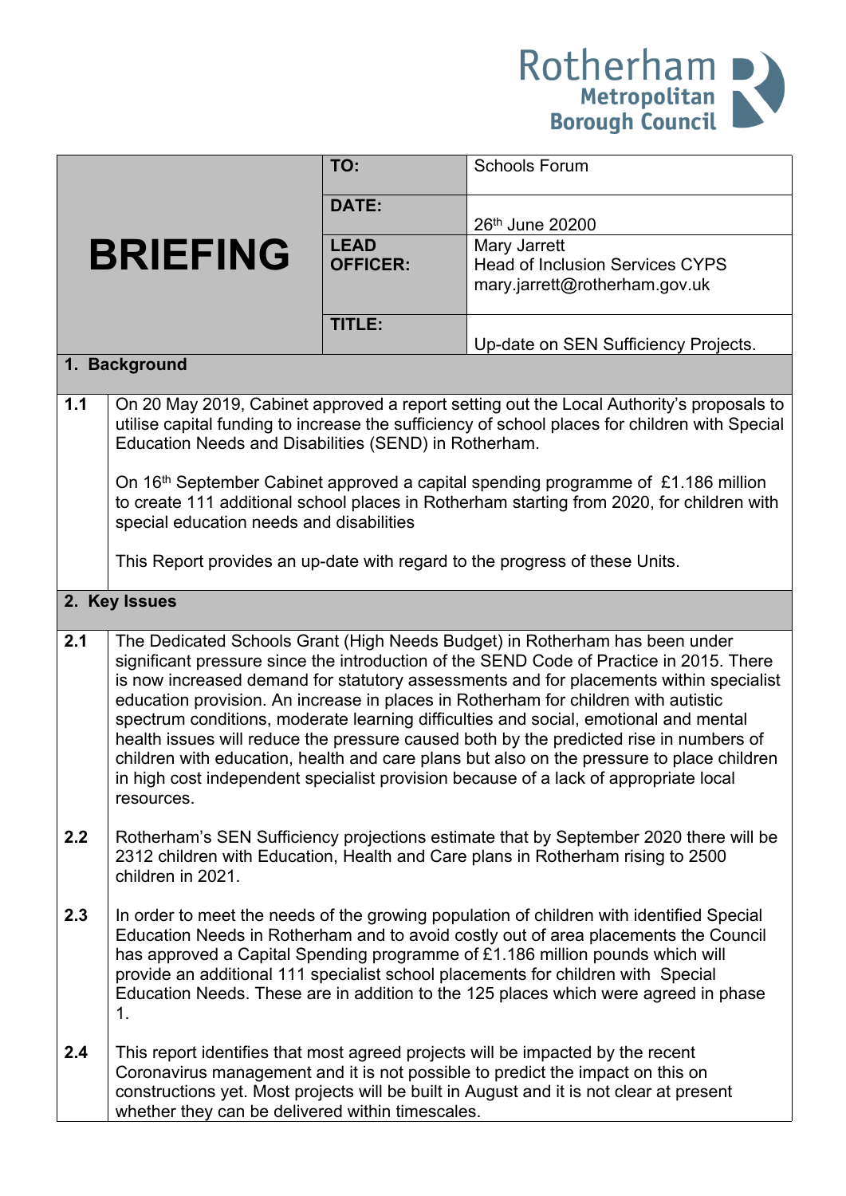Rotherham Metropolitan Borough Council

| BRIEFING | | |
|---|---|---|
| | **TO:** | Schools Forum |
| | **DATE:** | 26th June 20200 |
| | **LEAD OFFICER:** | Mary Jarrett<br>Head of Inclusion Services CYPS<br>mary.jarrett@rotherham.gov.uk |
| | **TITLE:** | Up-date on SEN Sufficiency Projects. |

## 1. Background

**1.1** On 20 May 2019, Cabinet approved a report setting out the Local Authority's proposals to utilise capital funding to increase the sufficiency of school places for children with Special Education Needs and Disabilities (SEND) in Rotherham.

On 16th September Cabinet approved a capital spending programme of £1.186 million to create 111 additional school places in Rotherham starting from 2020, for children with special education needs and disabilities

This Report provides an up-date with regard to the progress of these Units.

## 2. Key Issues

**2.1** The Dedicated Schools Grant (High Needs Budget) in Rotherham has been under significant pressure since the introduction of the SEND Code of Practice in 2015. There is now increased demand for statutory assessments and for placements within specialist education provision. An increase in places in Rotherham for children with autistic spectrum conditions, moderate learning difficulties and social, emotional and mental health issues will reduce the pressure caused both by the predicted rise in numbers of children with education, health and care plans but also on the pressure to place children in high cost independent specialist provision because of a lack of appropriate local resources.

**2.2** Rotherham's SEN Sufficiency projections estimate that by September 2020 there will be 2312 children with Education, Health and Care plans in Rotherham rising to 2500 children in 2021.

**2.3** In order to meet the needs of the growing population of children with identified Special Education Needs in Rotherham and to avoid costly out of area placements the Council has approved a Capital Spending programme of £1.186 million pounds which will provide an additional 111 specialist school placements for children with Special Education Needs. These are in addition to the 125 places which were agreed in phase 1.

**2.4** This report identifies that most agreed projects will be impacted by the recent Coronavirus management and it is not possible to predict the impact on this on constructions yet. Most projects will be built in August and it is not clear at present whether they can be delivered within timescales.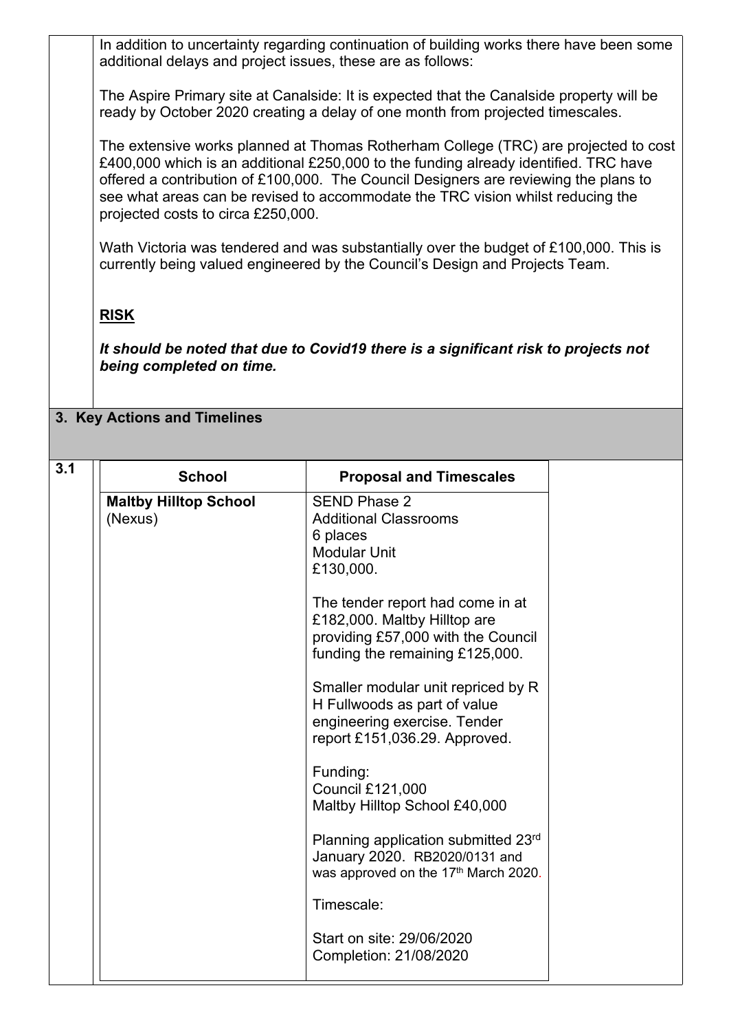In addition to uncertainty regarding continuation of building works there have been some additional delays and project issues, these are as follows:

The Aspire Primary site at Canalside: It is expected that the Canalside property will be ready by October 2020 creating a delay of one month from projected timescales.

The extensive works planned at Thomas Rotherham College (TRC) are projected to cost £400,000 which is an additional £250,000 to the funding already identified. TRC have offered a contribution of £100,000. The Council Designers are reviewing the plans to see what areas can be revised to accommodate the TRC vision whilst reducing the projected costs to circa £250,000.

Wath Victoria was tendered and was substantially over the budget of £100,000. This is currently being valued engineered by the Council's Design and Projects Team.

**RISK**

***It should be noted that due to Covid19 there is a significant risk to projects not being completed on time.***

## 3. Key Actions and Timelines

3.1

| School | Proposal and Timescales |
|---|---|
| **Maltby Hilltop School** (Nexus) | SEND Phase 2<br>Additional Classrooms<br>6 places<br>Modular Unit<br>£130,000.<br><br>The tender report had come in at £182,000. Maltby Hilltop are providing £57,000 with the Council funding the remaining £125,000.<br><br>Smaller modular unit repriced by R H Fullwoods as part of value engineering exercise. Tender report £151,036.29. Approved.<br><br>Funding:<br>Council £121,000<br>Maltby Hilltop School £40,000<br><br>Planning application submitted 23rd January 2020. RB2020/0131 and was approved on the 17th March 2020.<br><br>Timescale:<br><br>Start on site: 29/06/2020<br>Completion: 21/08/2020 |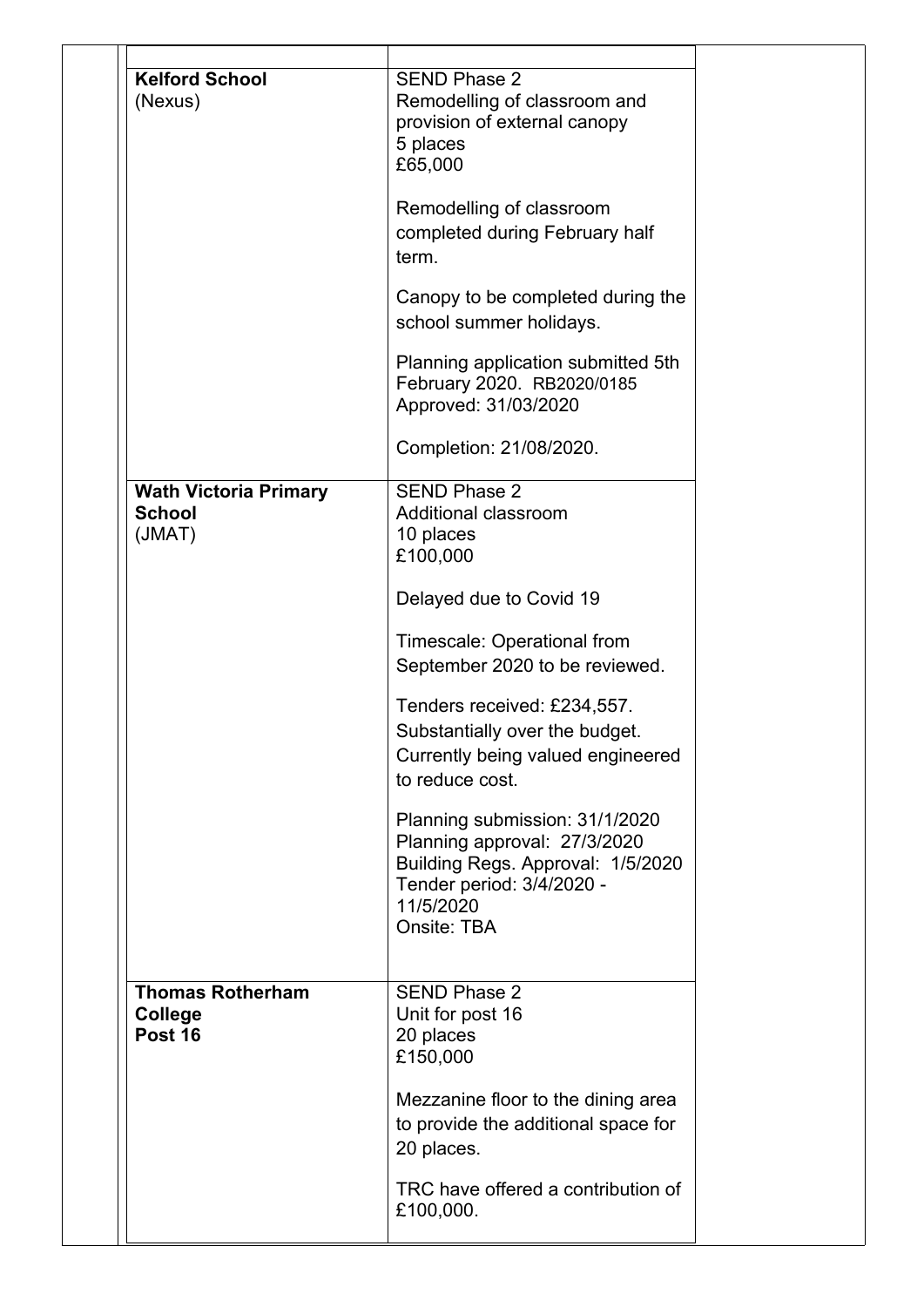| | |
|---|---|
| **Kelford School** (Nexus) | SEND Phase 2<br>Remodelling of classroom and provision of external canopy<br>5 places<br>£65,000<br><br>Remodelling of classroom completed during February half term.<br><br>Canopy to be completed during the school summer holidays.<br><br>Planning application submitted 5th February 2020. RB2020/0185 Approved: 31/03/2020<br><br>Completion: 21/08/2020. |
| **Wath Victoria Primary School** (JMAT) | SEND Phase 2<br>Additional classroom<br>10 places<br>£100,000<br><br>Delayed due to Covid 19<br><br>Timescale: Operational from September 2020 to be reviewed.<br><br>Tenders received: £234,557.<br>Substantially over the budget.<br>Currently being valued engineered to reduce cost.<br><br>Planning submission: 31/1/2020<br>Planning approval: 27/3/2020<br>Building Regs. Approval: 1/5/2020<br>Tender period: 3/4/2020 - 11/5/2020<br>Onsite: TBA |
| **Thomas Rotherham College Post 16** | SEND Phase 2<br>Unit for post 16<br>20 places<br>£150,000<br><br>Mezzanine floor to the dining area to provide the additional space for 20 places.<br><br>TRC have offered a contribution of £100,000. |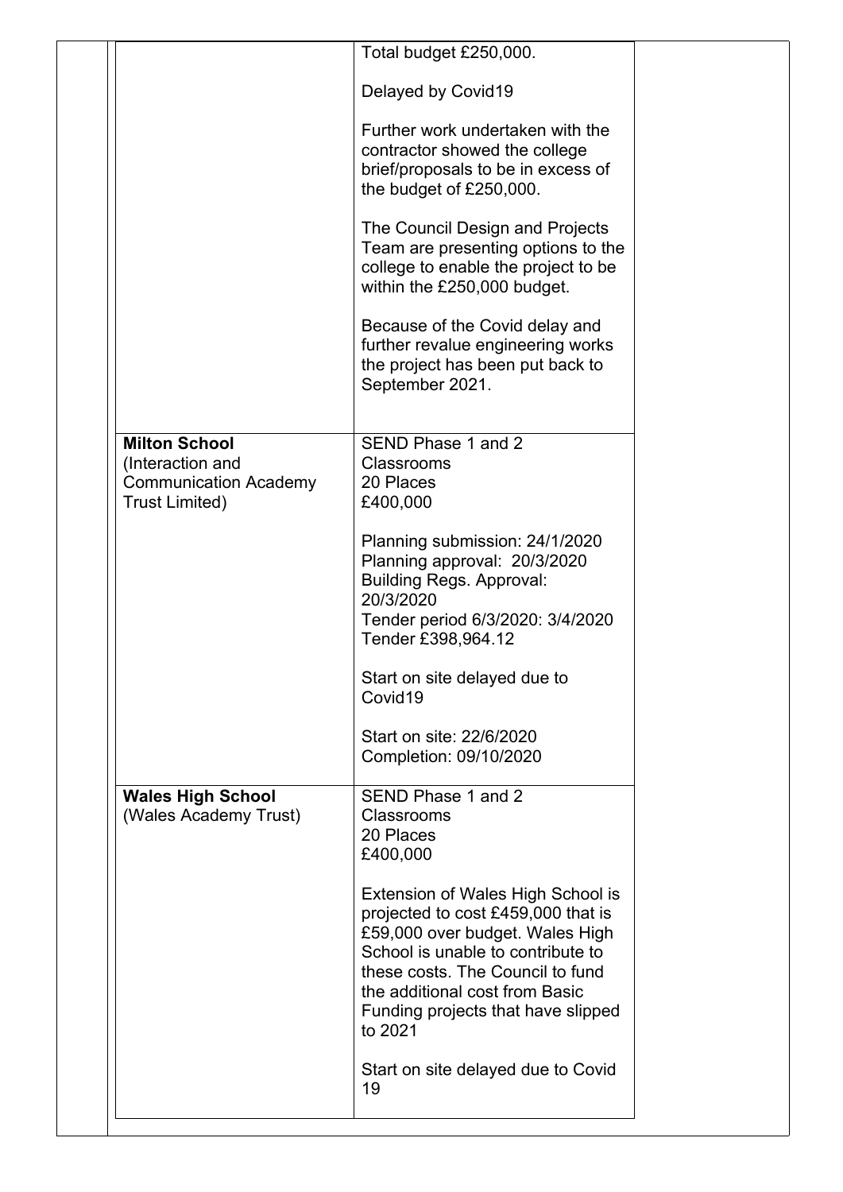| | | |
|---|---|---|
| | Total budget £250,000.<br><br>Delayed by Covid19<br><br>Further work undertaken with the contractor showed the college brief/proposals to be in excess of the budget of £250,000.<br><br>The Council Design and Projects Team are presenting options to the college to enable the project to be within the £250,000 budget.<br><br>Because of the Covid delay and further revalue engineering works the project has been put back to September 2021. | |
| **Milton School** (Interaction and Communication Academy Trust Limited) | SEND Phase 1 and 2<br>Classrooms<br>20 Places<br>£400,000<br><br>Planning submission: 24/1/2020<br>Planning approval: 20/3/2020<br>Building Regs. Approval: 20/3/2020<br>Tender period 6/3/2020: 3/4/2020<br>Tender £398,964.12<br><br>Start on site delayed due to Covid19<br><br>Start on site: 22/6/2020<br>Completion: 09/10/2020 | |
| **Wales High School** (Wales Academy Trust) | SEND Phase 1 and 2<br>Classrooms<br>20 Places<br>£400,000<br><br>Extension of Wales High School is projected to cost £459,000 that is £59,000 over budget. Wales High School is unable to contribute to these costs. The Council to fund the additional cost from Basic Funding projects that have slipped to 2021<br><br>Start on site delayed due to Covid 19 | |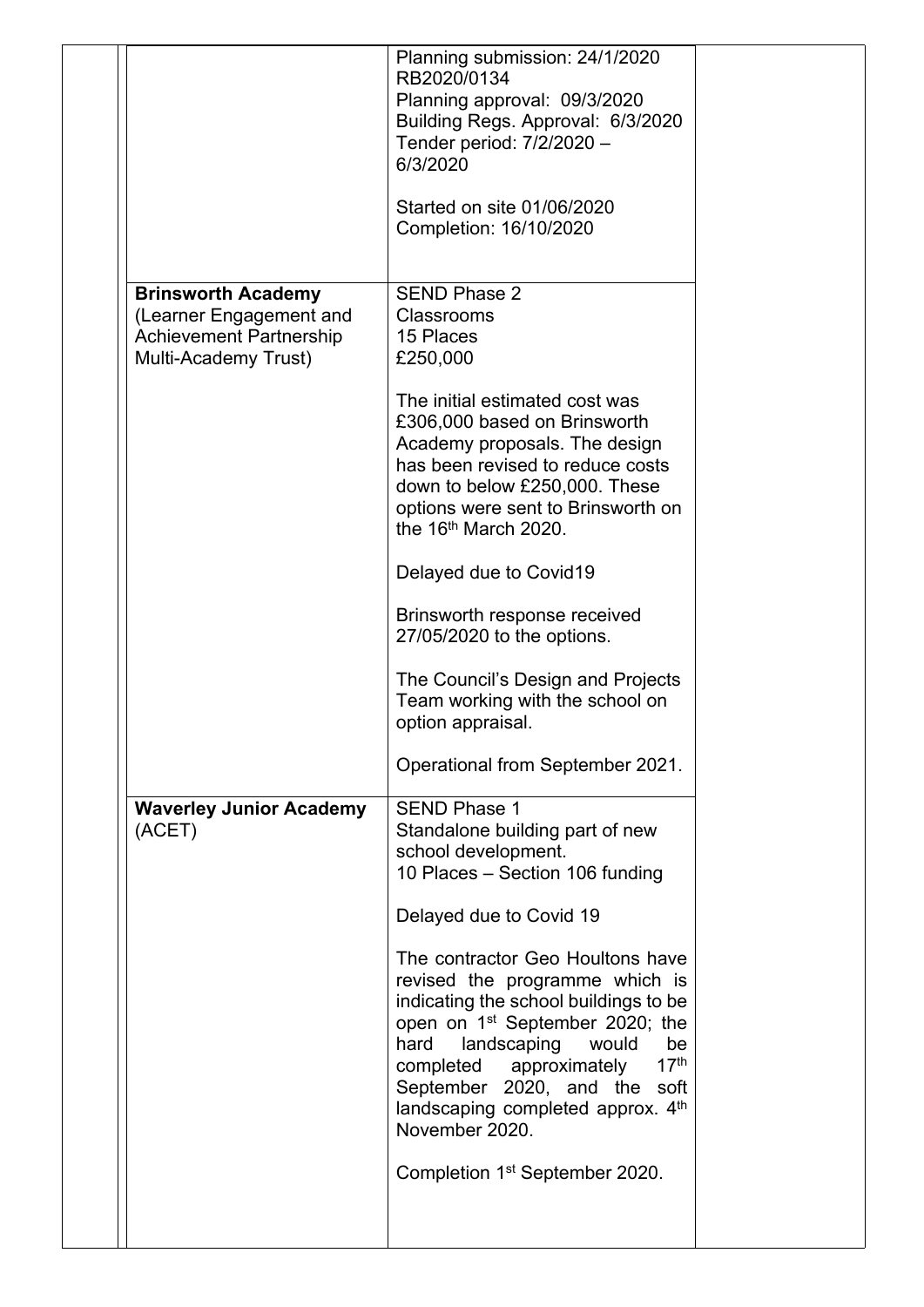| | | | |
|---|---|---|---|
| | | Planning submission: 24/1/2020<br>RB2020/0134<br>Planning approval: 09/3/2020<br>Building Regs. Approval: 6/3/2020<br>Tender period: 7/2/2020 – 6/3/2020<br><br>Started on site 01/06/2020<br>Completion: 16/10/2020 | |
| | **Brinsworth Academy** (Learner Engagement and Achievement Partnership Multi-Academy Trust) | SEND Phase 2<br>Classrooms<br>15 Places<br>£250,000<br><br>The initial estimated cost was £306,000 based on Brinsworth Academy proposals. The design has been revised to reduce costs down to below £250,000. These options were sent to Brinsworth on the 16th March 2020.<br><br>Delayed due to Covid19<br><br>Brinsworth response received 27/05/2020 to the options.<br><br>The Council's Design and Projects Team working with the school on option appraisal.<br><br>Operational from September 2021. | |
| | **Waverley Junior Academy** (ACET) | SEND Phase 1<br>Standalone building part of new school development.<br>10 Places – Section 106 funding<br><br>Delayed due to Covid 19<br><br>The contractor Geo Houltons have revised the programme which is indicating the school buildings to be open on 1st September 2020; the hard landscaping would be completed approximately 17th September 2020, and the soft landscaping completed approx. 4th November 2020.<br><br>Completion 1st September 2020. | |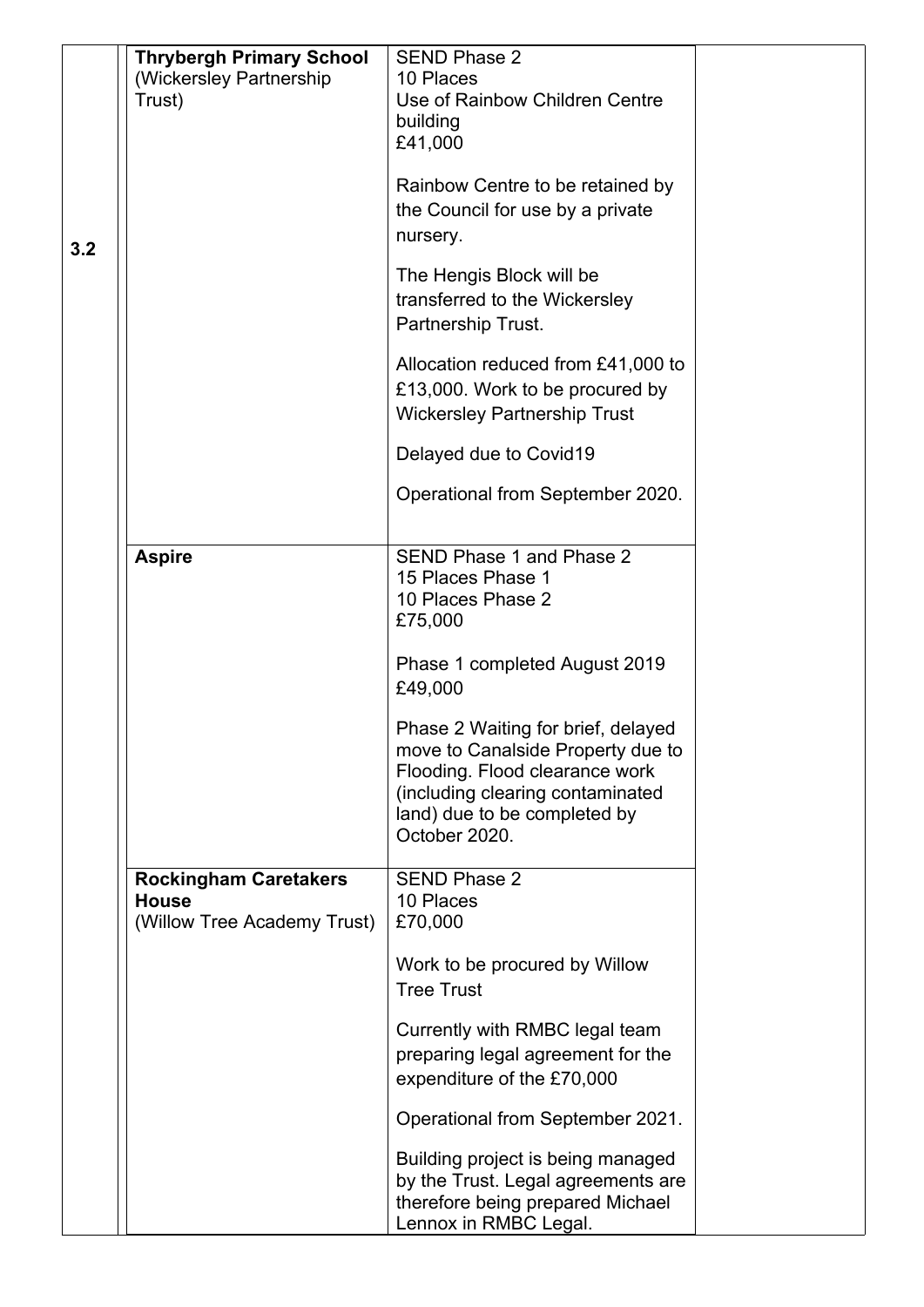| | | | |
|---|---|---|---|
| 3.2 | **Thrybergh Primary School** (Wickersley Partnership Trust) | SEND Phase 2<br>10 Places<br>Use of Rainbow Children Centre building<br>£41,000<br><br>Rainbow Centre to be retained by the Council for use by a private nursery.<br><br>The Hengis Block will be transferred to the Wickersley Partnership Trust.<br><br>Allocation reduced from £41,000 to £13,000. Work to be procured by Wickersley Partnership Trust<br><br>Delayed due to Covid19<br><br>Operational from September 2020. | |
| | **Aspire** | SEND Phase 1 and Phase 2<br>15 Places Phase 1<br>10 Places Phase 2<br>£75,000<br><br>Phase 1 completed August 2019<br>£49,000<br><br>Phase 2 Waiting for brief, delayed move to Canalside Property due to Flooding. Flood clearance work (including clearing contaminated land) due to be completed by October 2020. | |
| | **Rockingham Caretakers House** (Willow Tree Academy Trust) | SEND Phase 2<br>10 Places<br>£70,000<br><br>Work to be procured by Willow Tree Trust<br><br>Currently with RMBC legal team preparing legal agreement for the expenditure of the £70,000<br><br>Operational from September 2021.<br><br>Building project is being managed by the Trust. Legal agreements are therefore being prepared Michael Lennox in RMBC Legal. | |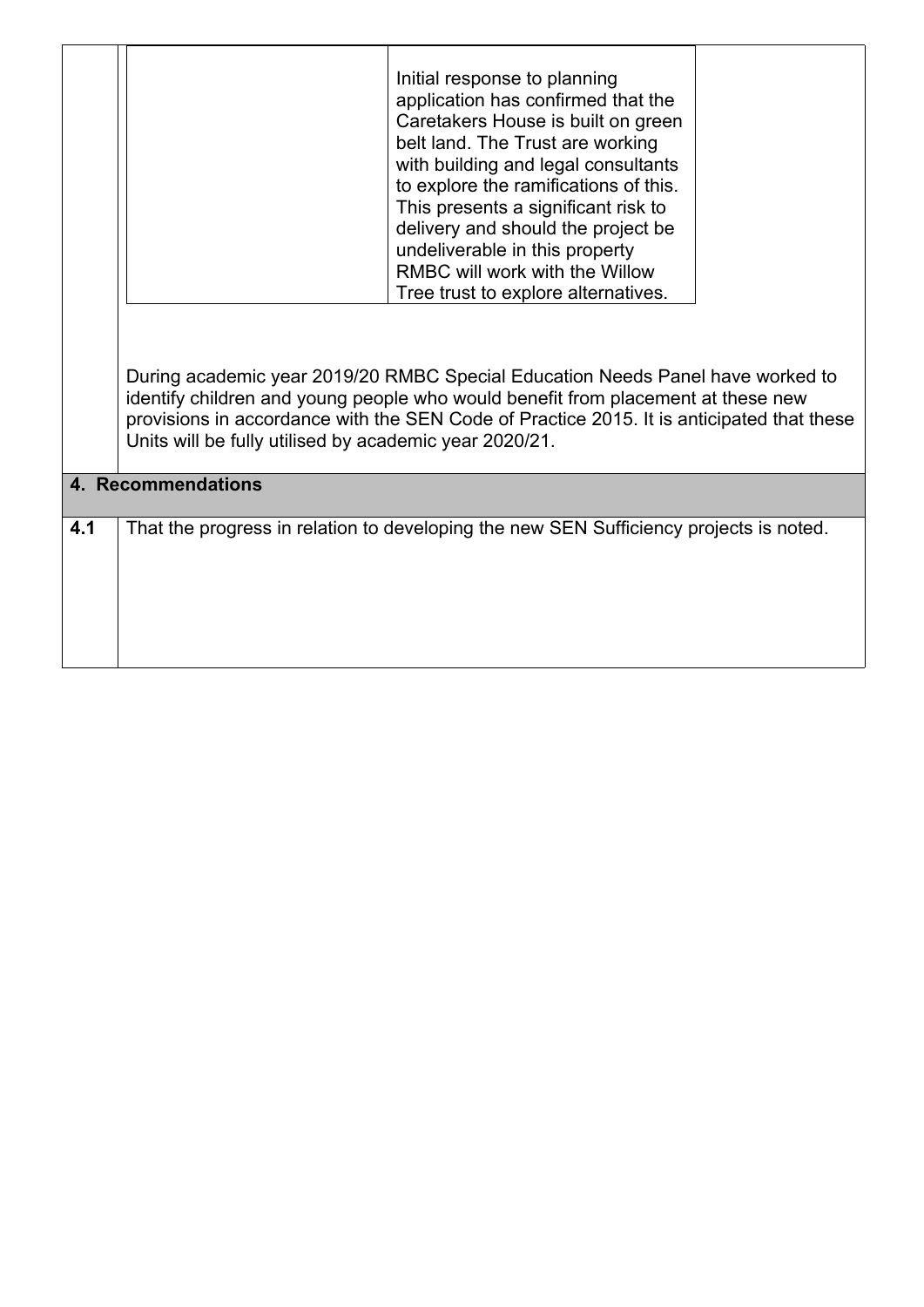| | | |
|---|---|---|
| | Initial response to planning application has confirmed that the Caretakers House is built on green belt land. The Trust are working with building and legal consultants to explore the ramifications of this. This presents a significant risk to delivery and should the project be undeliverable in this property RMBC will work with the Willow Tree trust to explore alternatives. | |

During academic year 2019/20 RMBC Special Education Needs Panel have worked to identify children and young people who would benefit from placement at these new provisions in accordance with the SEN Code of Practice 2015. It is anticipated that these Units will be fully utilised by academic year 2020/21.

## 4. Recommendations

**4.1** That the progress in relation to developing the new SEN Sufficiency projects is noted.